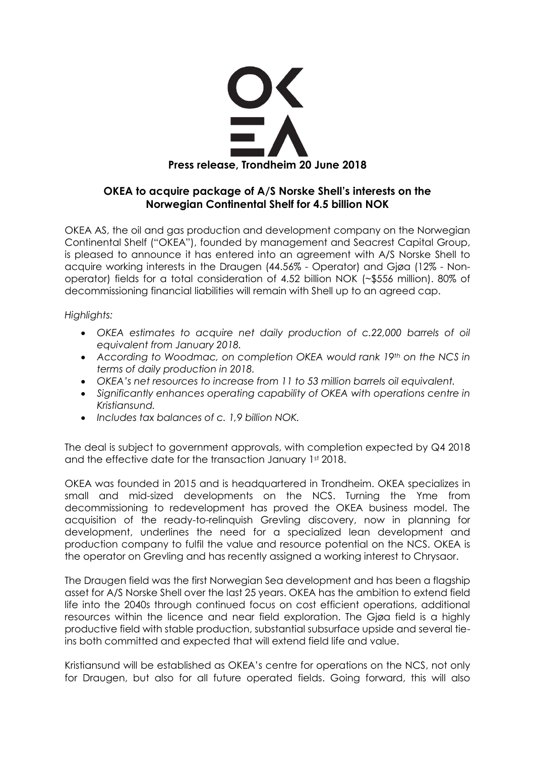**Press release, Trondheim 20 June 2018**

## OKEA to acquire package of A/S Norske Shell's interests on the Norwegian Continental Shelf for 4.5 billion NOK

OKEA AS, the oil and gas production and development company on the Norwegian Continental Shelf ("OKEA"), founded by management and Seacrest Capital Group, is pleased to announce it has entered into an agreement with A/S Norske Shell to acquire working interests in the Draugen (44.56% - Operator) and Gjøa (12% - Non-operator) fields for a total consideration of 4.52 billion NOK (~$556 million). 80% of decommissioning financial liabilities will remain with Shell up to an agreed cap.

*Highlights:*

- *OKEA estimates to acquire net daily production of c.22,000 barrels of oil equivalent from January 2018.*
- *According to Woodmac, on completion OKEA would rank 19th on the NCS in terms of daily production in 2018.*
- *OKEA's net resources to increase from 11 to 53 million barrels oil equivalent.*
- *Significantly enhances operating capability of OKEA with operations centre in Kristiansund.*
- *Includes tax balances of c. 1,9 billion NOK.*

The deal is subject to government approvals, with completion expected by Q4 2018 and the effective date for the transaction January 1st 2018.

OKEA was founded in 2015 and is headquartered in Trondheim. OKEA specializes in small and mid-sized developments on the NCS. Turning the Yme from decommissioning to redevelopment has proved the OKEA business model. The acquisition of the ready-to-relinquish Grevling discovery, now in planning for development, underlines the need for a specialized lean development and production company to fulfil the value and resource potential on the NCS. OKEA is the operator on Grevling and has recently assigned a working interest to Chrysaor.

The Draugen field was the first Norwegian Sea development and has been a flagship asset for A/S Norske Shell over the last 25 years. OKEA has the ambition to extend field life into the 2040s through continued focus on cost efficient operations, additional resources within the licence and near field exploration. The Gjøa field is a highly productive field with stable production, substantial subsurface upside and several tie-ins both committed and expected that will extend field life and value.

Kristiansund will be established as OKEA's centre for operations on the NCS, not only for Draugen, but also for all future operated fields. Going forward, this will also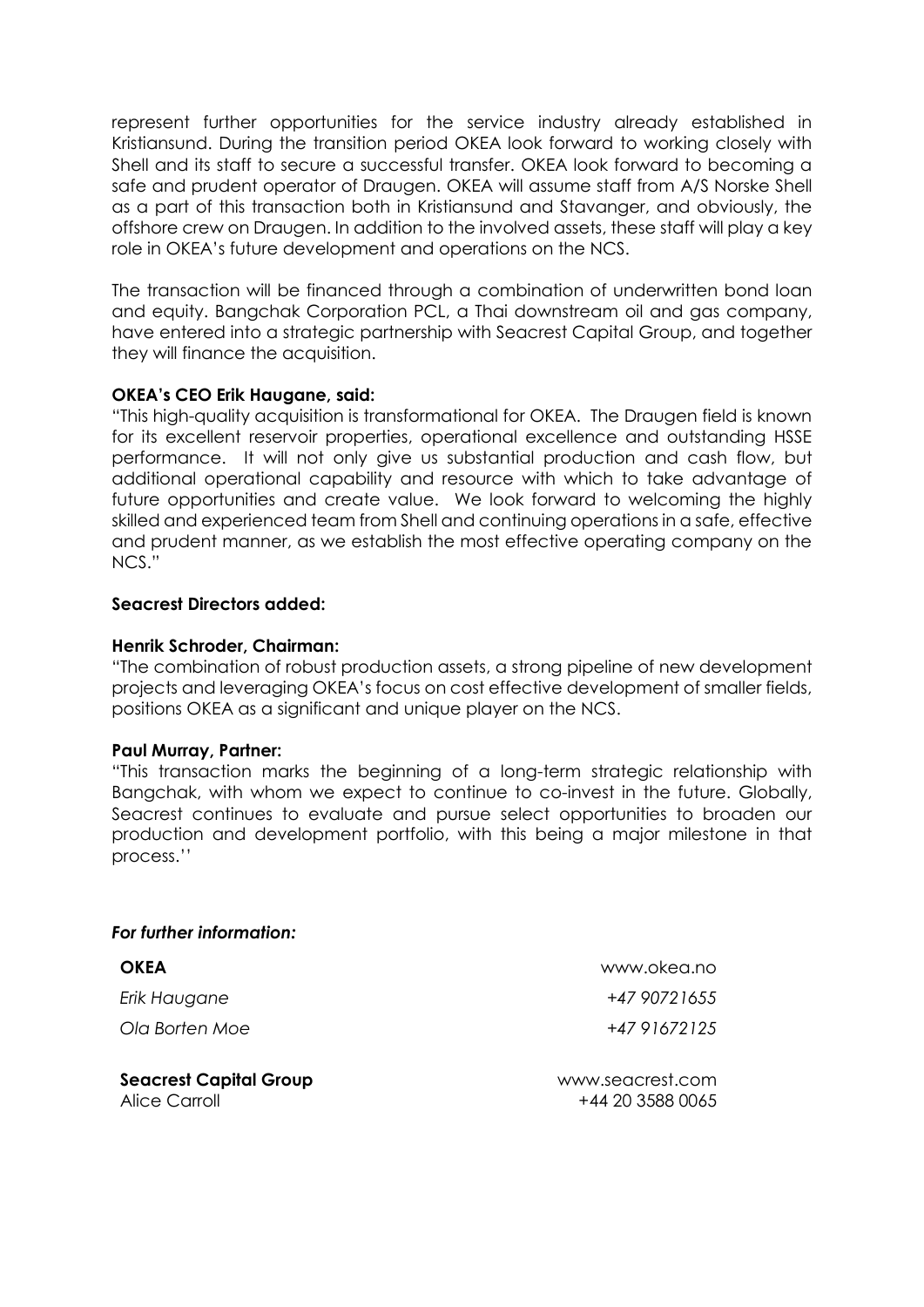represent further opportunities for the service industry already established in Kristiansund. During the transition period OKEA look forward to working closely with Shell and its staff to secure a successful transfer. OKEA look forward to becoming a safe and prudent operator of Draugen. OKEA will assume staff from A/S Norske Shell as a part of this transaction both in Kristiansund and Stavanger, and obviously, the offshore crew on Draugen. In addition to the involved assets, these staff will play a key role in OKEA's future development and operations on the NCS.

The transaction will be financed through a combination of underwritten bond loan and equity. Bangchak Corporation PCL, a Thai downstream oil and gas company, have entered into a strategic partnership with Seacrest Capital Group, and together they will finance the acquisition.

**OKEA's CEO Erik Haugane, said:**

"This high-quality acquisition is transformational for OKEA. The Draugen field is known for its excellent reservoir properties, operational excellence and outstanding HSSE performance. It will not only give us substantial production and cash flow, but additional operational capability and resource with which to take advantage of future opportunities and create value. We look forward to welcoming the highly skilled and experienced team from Shell and continuing operations in a safe, effective and prudent manner, as we establish the most effective operating company on the NCS."

**Seacrest Directors added:**

**Henrik Schroder, Chairman:**

"The combination of robust production assets, a strong pipeline of new development projects and leveraging OKEA's focus on cost effective development of smaller fields, positions OKEA as a significant and unique player on the NCS.

**Paul Murray, Partner:**

"This transaction marks the beginning of a long-term strategic relationship with Bangchak, with whom we expect to continue to co-invest in the future. Globally, Seacrest continues to evaluate and pursue select opportunities to broaden our production and development portfolio, with this being a major milestone in that process.''

***For further information:***

| **OKEA** | www.okea.no |
|---|---|
| *Erik Haugane* | *+47 90721655* |
| *Ola Borten Moe* | *+47 91672125* |

| **Seacrest Capital Group** | www.seacrest.com |
|---|---|
| Alice Carroll | +44 20 3588 0065 |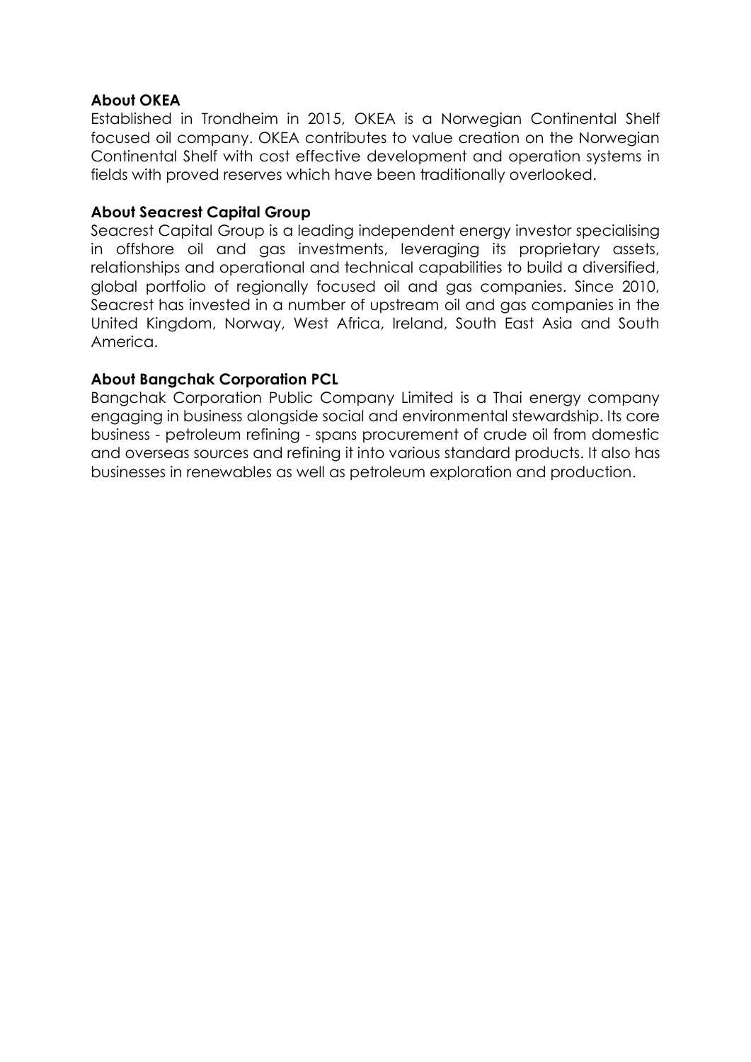**About OKEA**

Established in Trondheim in 2015, OKEA is a Norwegian Continental Shelf focused oil company. OKEA contributes to value creation on the Norwegian Continental Shelf with cost effective development and operation systems in fields with proved reserves which have been traditionally overlooked.

**About Seacrest Capital Group**

Seacrest Capital Group is a leading independent energy investor specialising in offshore oil and gas investments, leveraging its proprietary assets, relationships and operational and technical capabilities to build a diversified, global portfolio of regionally focused oil and gas companies. Since 2010, Seacrest has invested in a number of upstream oil and gas companies in the United Kingdom, Norway, West Africa, Ireland, South East Asia and South America.

**About Bangchak Corporation PCL**

Bangchak Corporation Public Company Limited is a Thai energy company engaging in business alongside social and environmental stewardship. Its core business - petroleum refining - spans procurement of crude oil from domestic and overseas sources and refining it into various standard products. It also has businesses in renewables as well as petroleum exploration and production.